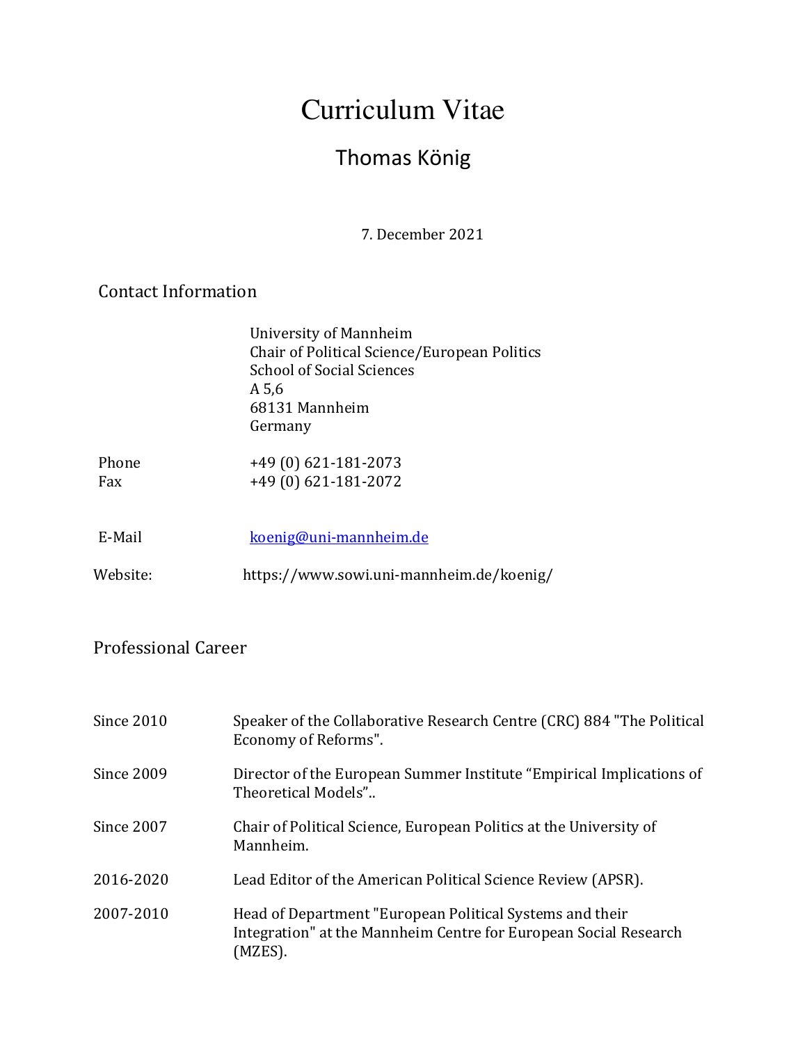# Curriculum Vitae

## Thomas König

7. December 2021

### Contact Information

University of Mannheim
Chair of Political Science/European Politics
School of Social Sciences
A 5,6
68131 Mannheim
Germany

| | |
|---|---|
| Phone | +49 (0) 621-181-2073 |
| Fax | +49 (0) 621-181-2072 |
| E-Mail | koenig@uni-mannheim.de |
| Website: | https://www.sowi.uni-mannheim.de/koenig/ |

### Professional Career

| | |
|---|---|
| Since 2010 | Speaker of the Collaborative Research Centre (CRC) 884 "The Political Economy of Reforms". |
| Since 2009 | Director of the European Summer Institute "Empirical Implications of Theoretical Models".. |
| Since 2007 | Chair of Political Science, European Politics at the University of Mannheim. |
| 2016-2020 | Lead Editor of the American Political Science Review (APSR). |
| 2007-2010 | Head of Department "European Political Systems and their Integration" at the Mannheim Centre for European Social Research (MZES). |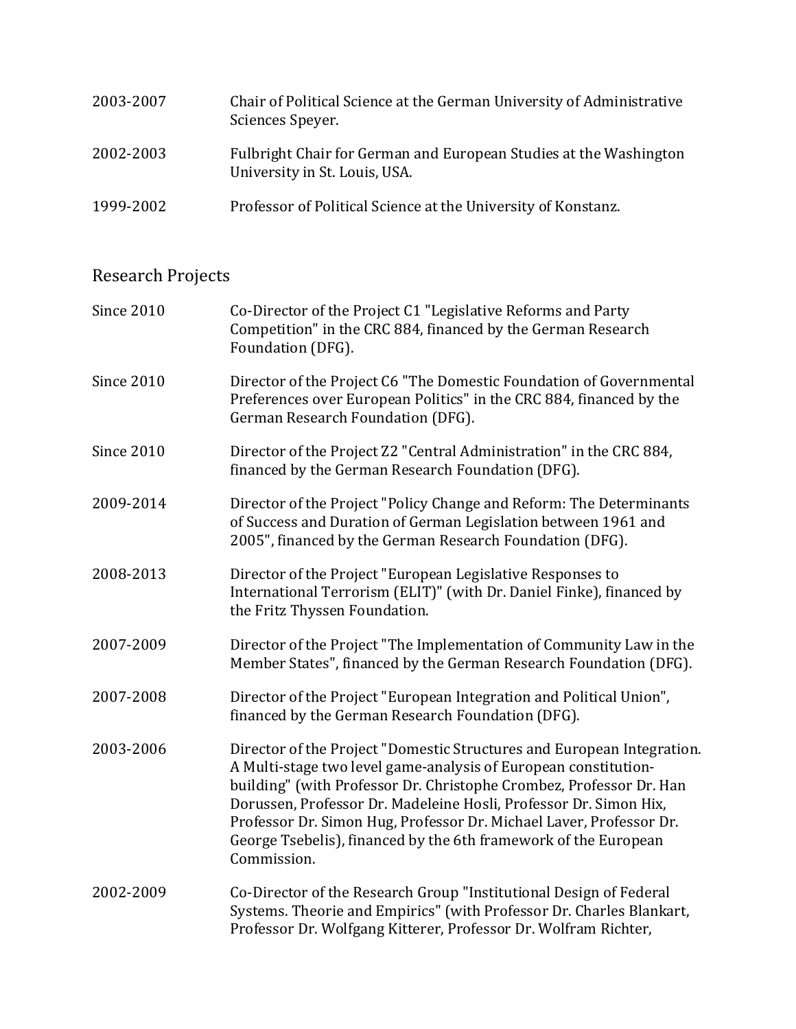| | |
|---|---|
| 2003-2007 | Chair of Political Science at the German University of Administrative Sciences Speyer. |
| 2002-2003 | Fulbright Chair for German and European Studies at the Washington University in St. Louis, USA. |
| 1999-2002 | Professor of Political Science at the University of Konstanz. |

## Research Projects

| | |
|---|---|
| Since 2010 | Co-Director of the Project C1 "Legislative Reforms and Party Competition" in the CRC 884, financed by the German Research Foundation (DFG). |
| Since 2010 | Director of the Project C6 "The Domestic Foundation of Governmental Preferences over European Politics" in the CRC 884, financed by the German Research Foundation (DFG). |
| Since 2010 | Director of the Project Z2 "Central Administration" in the CRC 884, financed by the German Research Foundation (DFG). |
| 2009-2014 | Director of the Project "Policy Change and Reform: The Determinants of Success and Duration of German Legislation between 1961 and 2005", financed by the German Research Foundation (DFG). |
| 2008-2013 | Director of the Project "European Legislative Responses to International Terrorism (ELIT)" (with Dr. Daniel Finke), financed by the Fritz Thyssen Foundation. |
| 2007-2009 | Director of the Project "The Implementation of Community Law in the Member States", financed by the German Research Foundation (DFG). |
| 2007-2008 | Director of the Project "European Integration and Political Union", financed by the German Research Foundation (DFG). |
| 2003-2006 | Director of the Project "Domestic Structures and European Integration. A Multi-stage two level game-analysis of European constitution-building" (with Professor Dr. Christophe Crombez, Professor Dr. Han Dorussen, Professor Dr. Madeleine Hosli, Professor Dr. Simon Hix, Professor Dr. Simon Hug, Professor Dr. Michael Laver, Professor Dr. George Tsebelis), financed by the 6th framework of the European Commission. |
| 2002-2009 | Co-Director of the Research Group "Institutional Design of Federal Systems. Theorie and Empirics" (with Professor Dr. Charles Blankart, Professor Dr. Wolfgang Kitterer, Professor Dr. Wolfram Richter, |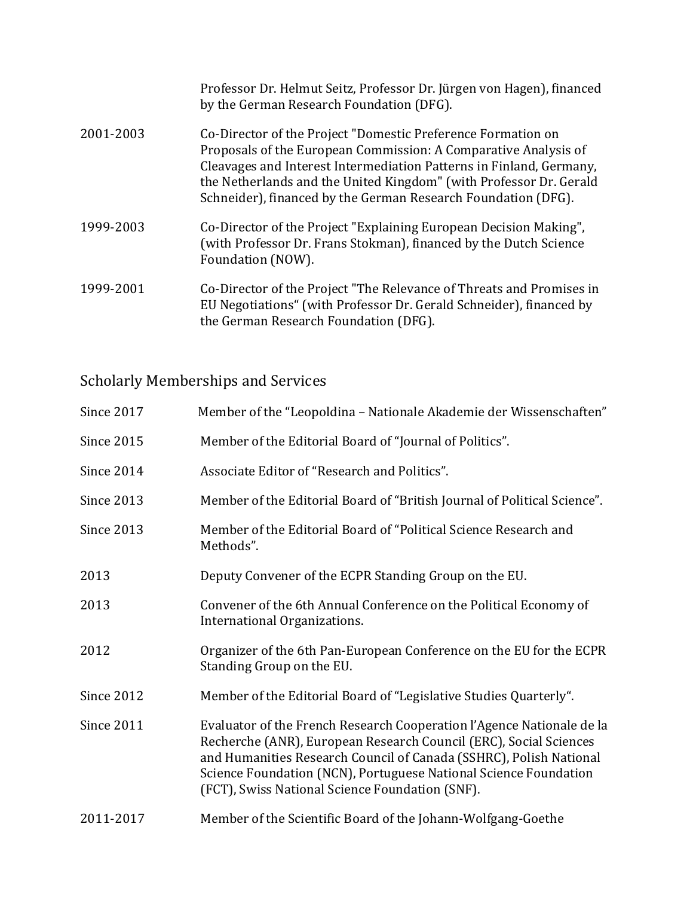Professor Dr. Helmut Seitz, Professor Dr. Jürgen von Hagen), financed by the German Research Foundation (DFG).

| | |
|---|---|
| 2001-2003 | Co-Director of the Project "Domestic Preference Formation on Proposals of the European Commission: A Comparative Analysis of Cleavages and Interest Intermediation Patterns in Finland, Germany, the Netherlands and the United Kingdom" (with Professor Dr. Gerald Schneider), financed by the German Research Foundation (DFG). |
| 1999-2003 | Co-Director of the Project "Explaining European Decision Making", (with Professor Dr. Frans Stokman), financed by the Dutch Science Foundation (NOW). |
| 1999-2001 | Co-Director of the Project "The Relevance of Threats and Promises in EU Negotiations“ (with Professor Dr. Gerald Schneider), financed by the German Research Foundation (DFG). |

## Scholarly Memberships and Services

| | |
|---|---|
| Since 2017 | Member of the “Leopoldina – Nationale Akademie der Wissenschaften” |
| Since 2015 | Member of the Editorial Board of “Journal of Politics”. |
| Since 2014 | Associate Editor of “Research and Politics”. |
| Since 2013 | Member of the Editorial Board of “British Journal of Political Science”. |
| Since 2013 | Member of the Editorial Board of “Political Science Research and Methods”. |
| 2013 | Deputy Convener of the ECPR Standing Group on the EU. |
| 2013 | Convener of the 6th Annual Conference on the Political Economy of International Organizations. |
| 2012 | Organizer of the 6th Pan-European Conference on the EU for the ECPR Standing Group on the EU. |
| Since 2012 | Member of the Editorial Board of “Legislative Studies Quarterly“. |
| Since 2011 | Evaluator of the French Research Cooperation l’Agence Nationale de la Recherche (ANR), European Research Council (ERC), Social Sciences and Humanities Research Council of Canada (SSHRC), Polish National Science Foundation (NCN), Portuguese National Science Foundation (FCT), Swiss National Science Foundation (SNF). |
| 2011-2017 | Member of the Scientific Board of the Johann-Wolfgang-Goethe |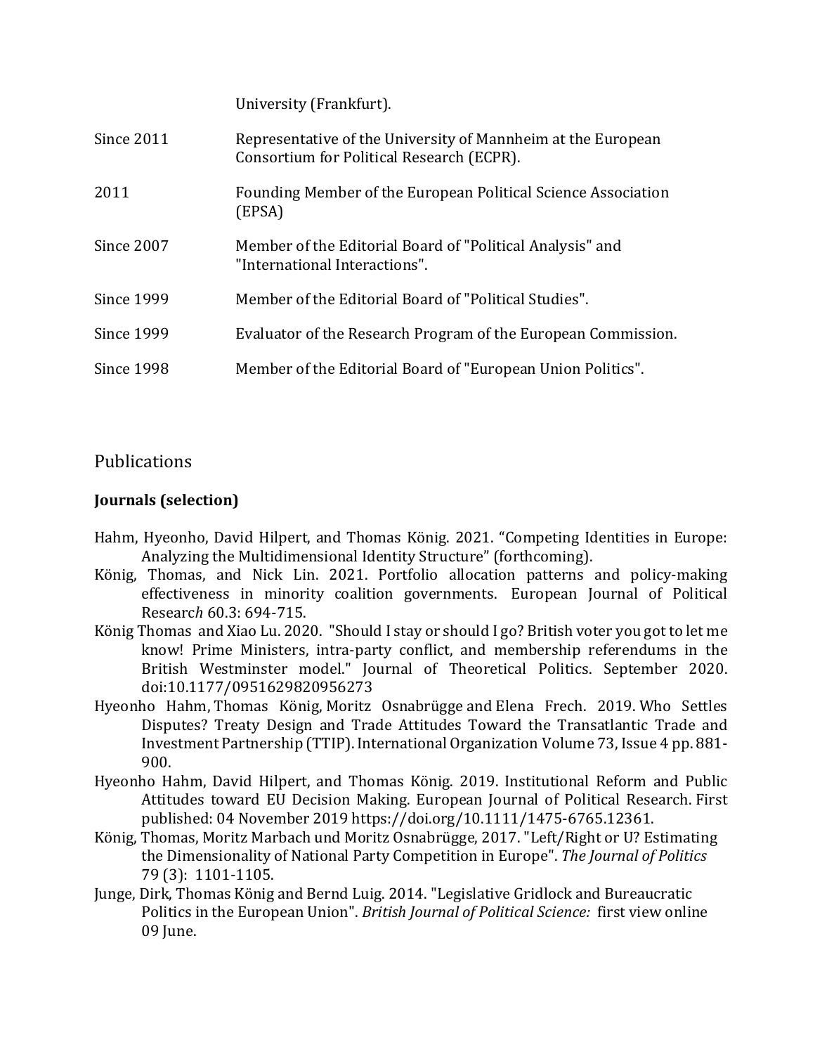| | |
|---|---|
| | University (Frankfurt). |
| Since 2011 | Representative of the University of Mannheim at the European Consortium for Political Research (ECPR). |
| 2011 | Founding Member of the European Political Science Association (EPSA) |
| Since 2007 | Member of the Editorial Board of "Political Analysis" and "International Interactions". |
| Since 1999 | Member of the Editorial Board of "Political Studies". |
| Since 1999 | Evaluator of the Research Program of the European Commission. |
| Since 1998 | Member of the Editorial Board of "European Union Politics". |

## Publications

**Journals (selection)**

Hahm, Hyeonho, David Hilpert, and Thomas König. 2021. "Competing Identities in Europe: Analyzing the Multidimensional Identity Structure" (forthcoming).

König, Thomas, and Nick Lin. 2021. Portfolio allocation patterns and policy-making effectiveness in minority coalition governments. European Journal of Political Researc*h* 60.3: 694-715.

König Thomas and Xiao Lu. 2020. "Should I stay or should I go? British voter you got to let me know! Prime Ministers, intra-party conflict, and membership referendums in the British Westminster model." Journal of Theoretical Politics. September 2020. doi:10.1177/0951629820956273

Hyeonho Hahm, Thomas König, Moritz Osnabrügge and Elena Frech. 2019. Who Settles Disputes? Treaty Design and Trade Attitudes Toward the Transatlantic Trade and Investment Partnership (TTIP). International Organization Volume 73, Issue 4 pp. 881-900.

Hyeonho Hahm, David Hilpert, and Thomas König. 2019. Institutional Reform and Public Attitudes toward EU Decision Making. European Journal of Political Research. First published: 04 November 2019 https://doi.org/10.1111/1475-6765.12361.

König, Thomas, Moritz Marbach und Moritz Osnabrügge, 2017. "Left/Right or U? Estimating the Dimensionality of National Party Competition in Europe". *The Journal of Politics* 79 (3): 1101-1105.

Junge, Dirk, Thomas König and Bernd Luig. 2014. "Legislative Gridlock and Bureaucratic Politics in the European Union". *British Journal of Political Science:* first view online 09 June.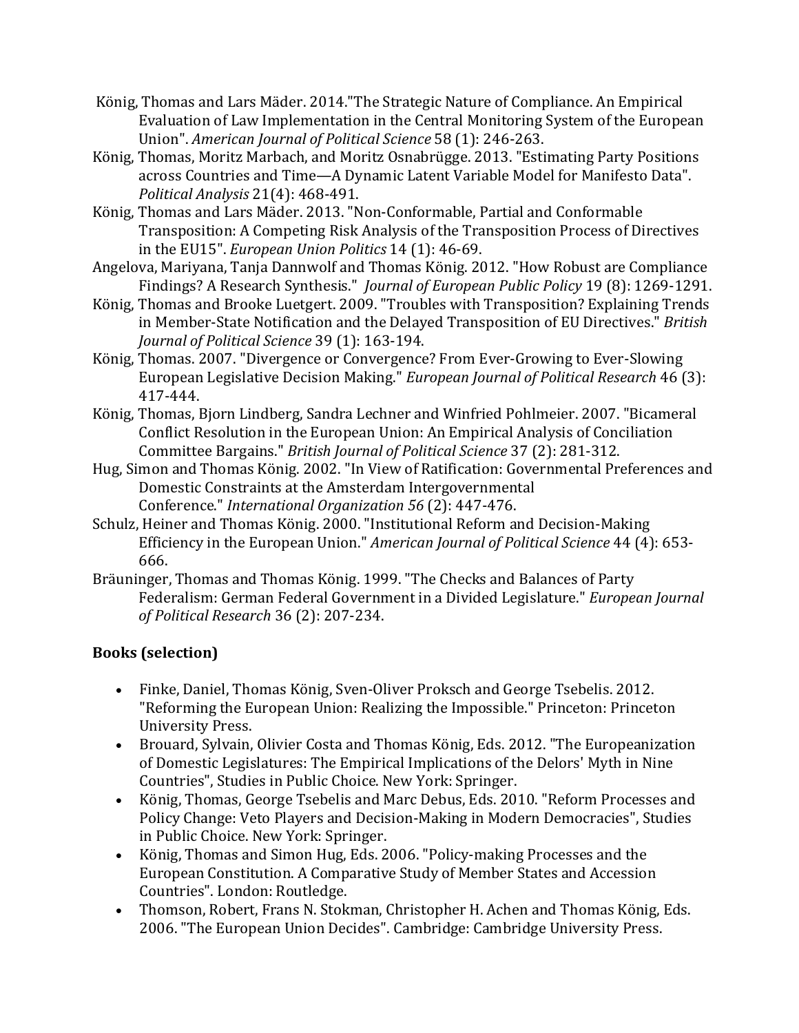König, Thomas and Lars Mäder. 2014."The Strategic Nature of Compliance. An Empirical Evaluation of Law Implementation in the Central Monitoring System of the European Union". *American Journal of Political Science* 58 (1): 246-263.

König, Thomas, Moritz Marbach, and Moritz Osnabrügge. 2013. "Estimating Party Positions across Countries and Time—A Dynamic Latent Variable Model for Manifesto Data". *Political Analysis* 21(4): 468-491.

König, Thomas and Lars Mäder. 2013. "Non-Conformable, Partial and Conformable Transposition: A Competing Risk Analysis of the Transposition Process of Directives in the EU15". *European Union Politics* 14 (1): 46-69.

Angelova, Mariyana, Tanja Dannwolf and Thomas König. 2012. "How Robust are Compliance Findings? A Research Synthesis." *Journal of European Public Policy* 19 (8): 1269-1291.

König, Thomas and Brooke Luetgert. 2009. "Troubles with Transposition? Explaining Trends in Member-State Notification and the Delayed Transposition of EU Directives." *British Journal of Political Science* 39 (1): 163-194.

König, Thomas. 2007. "Divergence or Convergence? From Ever-Growing to Ever-Slowing European Legislative Decision Making." *European Journal of Political Research* 46 (3): 417-444.

König, Thomas, Bjorn Lindberg, Sandra Lechner and Winfried Pohlmeier. 2007. "Bicameral Conflict Resolution in the European Union: An Empirical Analysis of Conciliation Committee Bargains." *British Journal of Political Science* 37 (2): 281-312.

Hug, Simon and Thomas König. 2002. "In View of Ratification: Governmental Preferences and Domestic Constraints at the Amsterdam Intergovernmental Conference." *International Organization 56* (2): 447-476.

Schulz, Heiner and Thomas König. 2000. "Institutional Reform and Decision-Making Efficiency in the European Union." *American Journal of Political Science* 44 (4): 653-666.

Bräuninger, Thomas and Thomas König. 1999. "The Checks and Balances of Party Federalism: German Federal Government in a Divided Legislature." *European Journal of Political Research* 36 (2): 207-234.

**Books (selection)**

- Finke, Daniel, Thomas König, Sven-Oliver Proksch and George Tsebelis. 2012. "Reforming the European Union: Realizing the Impossible." Princeton: Princeton University Press.
- Brouard, Sylvain, Olivier Costa and Thomas König, Eds. 2012. "The Europeanization of Domestic Legislatures: The Empirical Implications of the Delors' Myth in Nine Countries", Studies in Public Choice. New York: Springer.
- König, Thomas, George Tsebelis and Marc Debus, Eds. 2010. "Reform Processes and Policy Change: Veto Players and Decision-Making in Modern Democracies", Studies in Public Choice. New York: Springer.
- König, Thomas and Simon Hug, Eds. 2006. "Policy-making Processes and the European Constitution. A Comparative Study of Member States and Accession Countries". London: Routledge.
- Thomson, Robert, Frans N. Stokman, Christopher H. Achen and Thomas König, Eds. 2006. "The European Union Decides". Cambridge: Cambridge University Press.